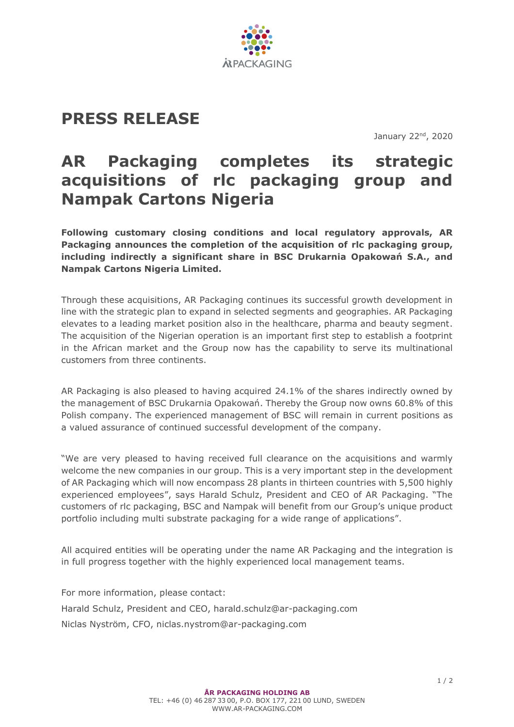# PRESS RELEASE

January 22nd, 2020

# AR Packaging completes its strategic acquisitions of rlc packaging group and Nampak Cartons Nigeria

**Following customary closing conditions and local regulatory approvals, AR Packaging announces the completion of the acquisition of rlc packaging group, including indirectly a significant share in BSC Drukarnia Opakowań S.A., and Nampak Cartons Nigeria Limited.**

Through these acquisitions, AR Packaging continues its successful growth development in line with the strategic plan to expand in selected segments and geographies. AR Packaging elevates to a leading market position also in the healthcare, pharma and beauty segment. The acquisition of the Nigerian operation is an important first step to establish a footprint in the African market and the Group now has the capability to serve its multinational customers from three continents.

AR Packaging is also pleased to having acquired 24.1% of the shares indirectly owned by the management of BSC Drukarnia Opakowań. Thereby the Group now owns 60.8% of this Polish company. The experienced management of BSC will remain in current positions as a valued assurance of continued successful development of the company.

"We are very pleased to having received full clearance on the acquisitions and warmly welcome the new companies in our group. This is a very important step in the development of AR Packaging which will now encompass 28 plants in thirteen countries with 5,500 highly experienced employees", says Harald Schulz, President and CEO of AR Packaging. "The customers of rlc packaging, BSC and Nampak will benefit from our Group's unique product portfolio including multi substrate packaging for a wide range of applications".

All acquired entities will be operating under the name AR Packaging and the integration is in full progress together with the highly experienced local management teams.

For more information, please contact:

Harald Schulz, President and CEO, harald.schulz@ar-packaging.com

Niclas Nyström, CFO, niclas.nystrom@ar-packaging.com

**ÅR PACKAGING HOLDING AB**
TEL: +46 (0) 46 287 33 00, P.O. BOX 177, 221 00 LUND, SWEDEN
WWW.AR-PACKAGING.COM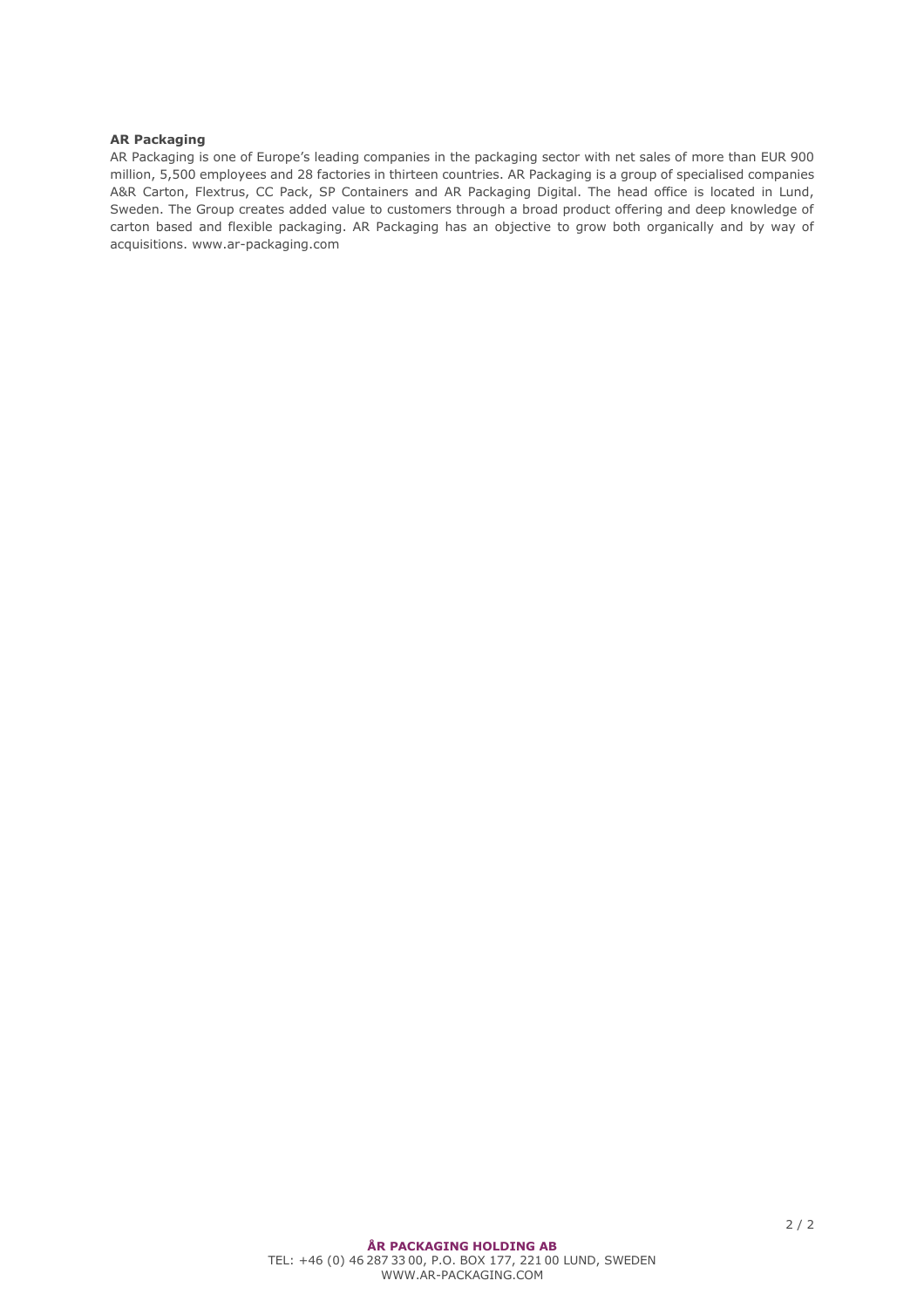**AR Packaging**

AR Packaging is one of Europe's leading companies in the packaging sector with net sales of more than EUR 900 million, 5,500 employees and 28 factories in thirteen countries. AR Packaging is a group of specialised companies A&R Carton, Flextrus, CC Pack, SP Containers and AR Packaging Digital. The head office is located in Lund, Sweden. The Group creates added value to customers through a broad product offering and deep knowledge of carton based and flexible packaging. AR Packaging has an objective to grow both organically and by way of acquisitions. www.ar-packaging.com